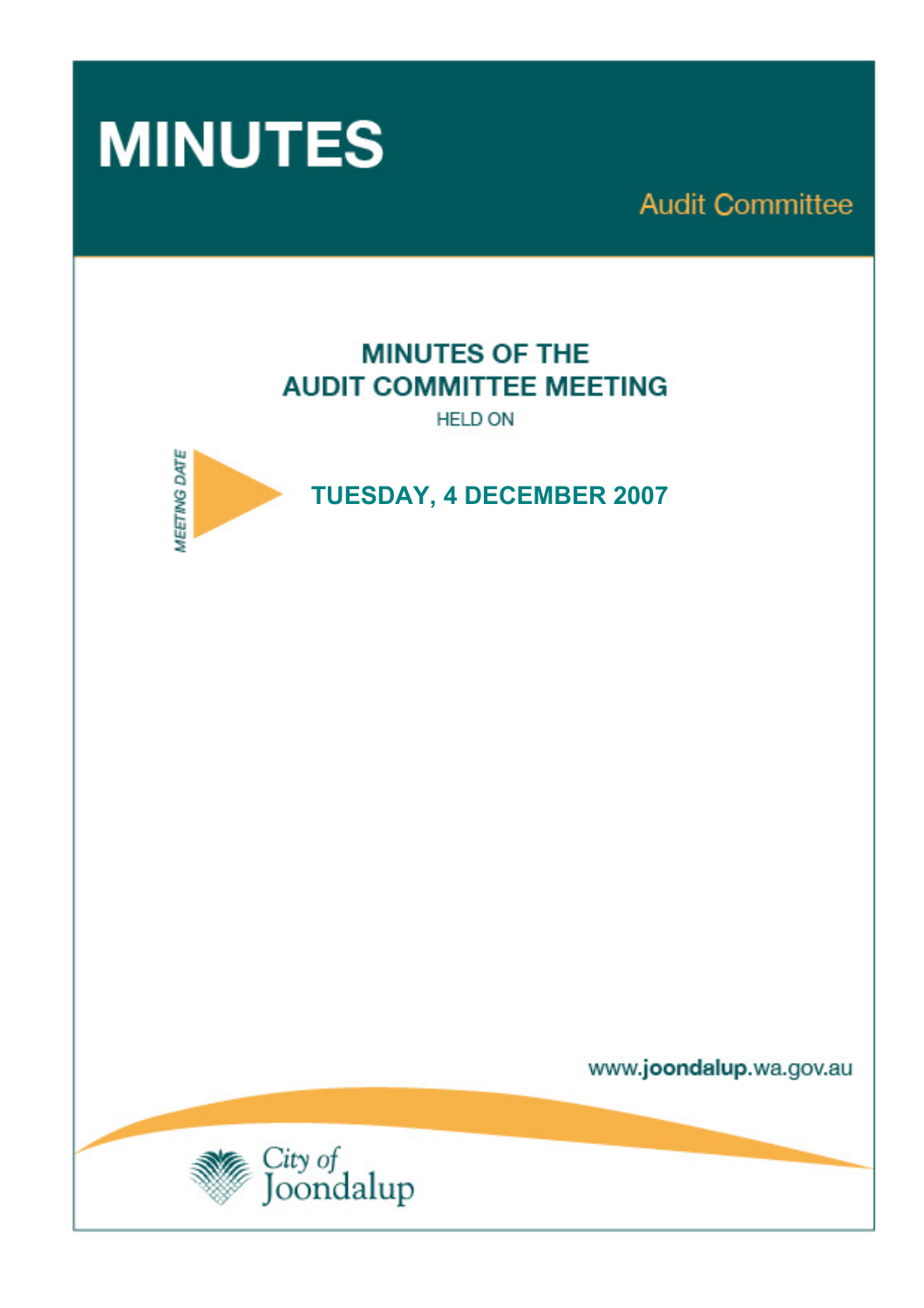# MINUTES

Audit Committee

## MINUTES OF THE AUDIT COMMITTEE MEETING

HELD ON

*MEETING DATE*

**TUESDAY, 4 DECEMBER 2007**

www.**joondalup**.wa.gov.au

City of Joondalup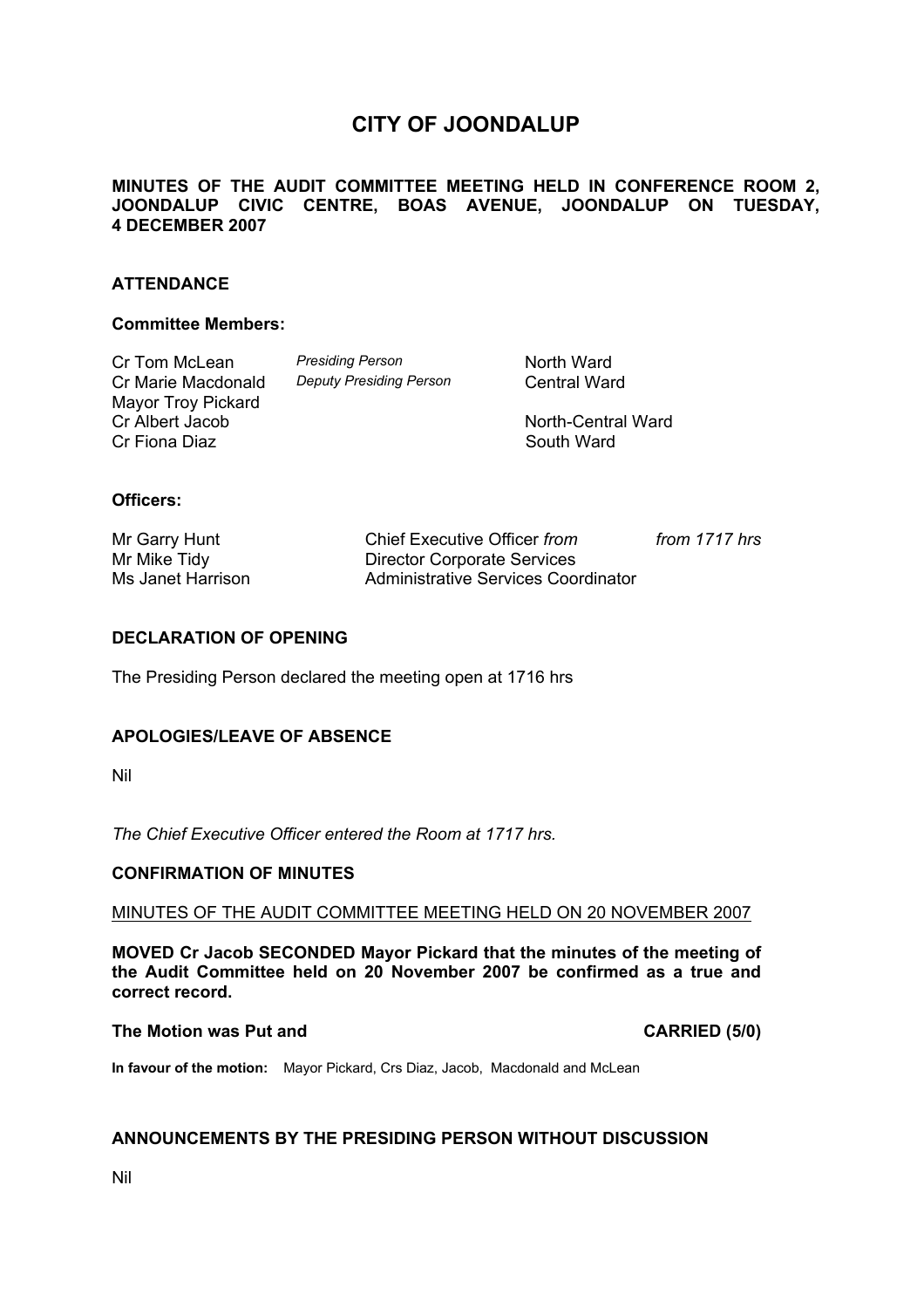# CITY OF JOONDALUP

**MINUTES OF THE AUDIT COMMITTEE MEETING HELD IN CONFERENCE ROOM 2, JOONDALUP CIVIC CENTRE, BOAS AVENUE, JOONDALUP ON TUESDAY, 4 DECEMBER 2007**

## ATTENDANCE

### Committee Members:

| | | |
|---|---|---|
| Cr Tom McLean | *Presiding Person* | North Ward |
| Cr Marie Macdonald | *Deputy Presiding Person* | Central Ward |
| Mayor Troy Pickard | | |
| Cr Albert Jacob | | North-Central Ward |
| Cr Fiona Diaz | | South Ward |

### Officers:

| | | |
|---|---|---|
| Mr Garry Hunt | Chief Executive Officer *from* | *from 1717 hrs* |
| Mr Mike Tidy | Director Corporate Services | |
| Ms Janet Harrison | Administrative Services Coordinator | |

## DECLARATION OF OPENING

The Presiding Person declared the meeting open at 1716 hrs

## APOLOGIES/LEAVE OF ABSENCE

Nil

*The Chief Executive Officer entered the Room at 1717 hrs.*

## CONFIRMATION OF MINUTES

MINUTES OF THE AUDIT COMMITTEE MEETING HELD ON 20 NOVEMBER 2007

**MOVED Cr Jacob SECONDED Mayor Pickard that the minutes of the meeting of the Audit Committee held on 20 November 2007 be confirmed as a true and correct record.**

**The Motion was Put and CARRIED (5/0)**

**In favour of the motion:** Mayor Pickard, Crs Diaz, Jacob, Macdonald and McLean

## ANNOUNCEMENTS BY THE PRESIDING PERSON WITHOUT DISCUSSION

Nil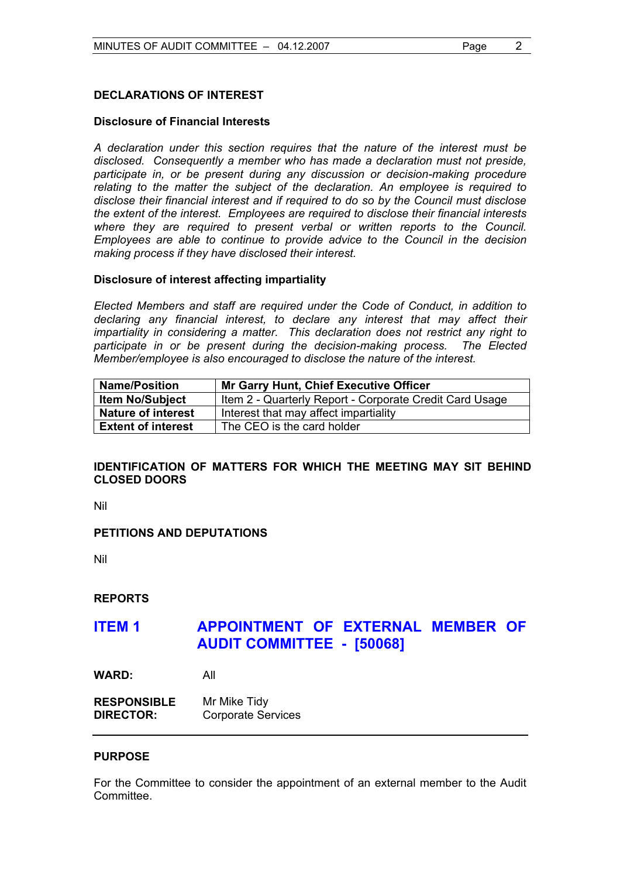## DECLARATIONS OF INTEREST

### Disclosure of Financial Interests

*A declaration under this section requires that the nature of the interest must be disclosed. Consequently a member who has made a declaration must not preside, participate in, or be present during any discussion or decision-making procedure relating to the matter the subject of the declaration. An employee is required to disclose their financial interest and if required to do so by the Council must disclose the extent of the interest. Employees are required to disclose their financial interests where they are required to present verbal or written reports to the Council. Employees are able to continue to provide advice to the Council in the decision making process if they have disclosed their interest.*

### Disclosure of interest affecting impartiality

*Elected Members and staff are required under the Code of Conduct, in addition to declaring any financial interest, to declare any interest that may affect their impartiality in considering a matter. This declaration does not restrict any right to participate in or be present during the decision-making process. The Elected Member/employee is also encouraged to disclose the nature of the interest.*

| **Name/Position** | **Mr Garry Hunt, Chief Executive Officer** |
|---|---|
| **Item No/Subject** | Item 2 - Quarterly Report - Corporate Credit Card Usage |
| **Nature of interest** | Interest that may affect impartiality |
| **Extent of interest** | The CEO is the card holder |

## IDENTIFICATION OF MATTERS FOR WHICH THE MEETING MAY SIT BEHIND CLOSED DOORS

Nil

## PETITIONS AND DEPUTATIONS

Nil

## REPORTS

## ITEM 1 APPOINTMENT OF EXTERNAL MEMBER OF AUDIT COMMITTEE - [50068]

**WARD:** All

**RESPONSIBLE DIRECTOR:** Mr Mike Tidy
Corporate Services

---

### PURPOSE

For the Committee to consider the appointment of an external member to the Audit Committee.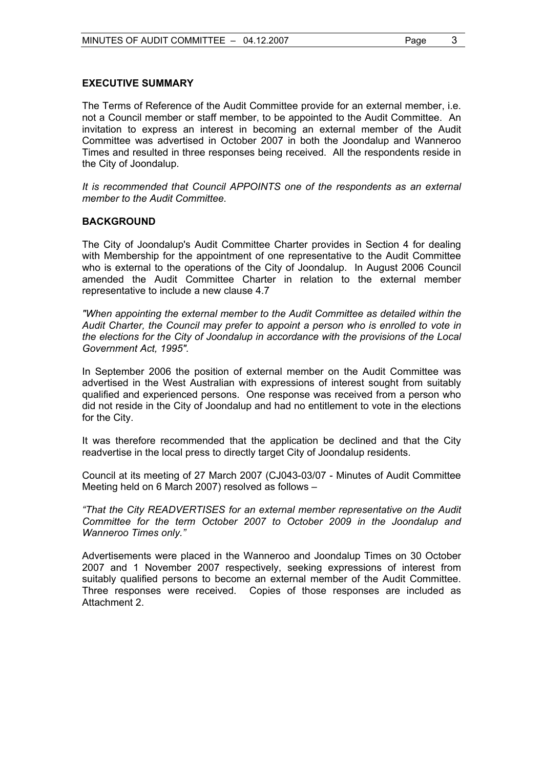## EXECUTIVE SUMMARY

The Terms of Reference of the Audit Committee provide for an external member, i.e. not a Council member or staff member, to be appointed to the Audit Committee. An invitation to express an interest in becoming an external member of the Audit Committee was advertised in October 2007 in both the Joondalup and Wanneroo Times and resulted in three responses being received. All the respondents reside in the City of Joondalup.

*It is recommended that Council APPOINTS one of the respondents as an external member to the Audit Committee.*

## BACKGROUND

The City of Joondalup's Audit Committee Charter provides in Section 4 for dealing with Membership for the appointment of one representative to the Audit Committee who is external to the operations of the City of Joondalup. In August 2006 Council amended the Audit Committee Charter in relation to the external member representative to include a new clause 4.7

*"When appointing the external member to the Audit Committee as detailed within the Audit Charter, the Council may prefer to appoint a person who is enrolled to vote in the elections for the City of Joondalup in accordance with the provisions of the Local Government Act, 1995".*

In September 2006 the position of external member on the Audit Committee was advertised in the West Australian with expressions of interest sought from suitably qualified and experienced persons. One response was received from a person who did not reside in the City of Joondalup and had no entitlement to vote in the elections for the City.

It was therefore recommended that the application be declined and that the City readvertise in the local press to directly target City of Joondalup residents.

Council at its meeting of 27 March 2007 (CJ043-03/07 - Minutes of Audit Committee Meeting held on 6 March 2007) resolved as follows –

*"That the City READVERTISES for an external member representative on the Audit Committee for the term October 2007 to October 2009 in the Joondalup and Wanneroo Times only."*

Advertisements were placed in the Wanneroo and Joondalup Times on 30 October 2007 and 1 November 2007 respectively, seeking expressions of interest from suitably qualified persons to become an external member of the Audit Committee. Three responses were received. Copies of those responses are included as Attachment 2.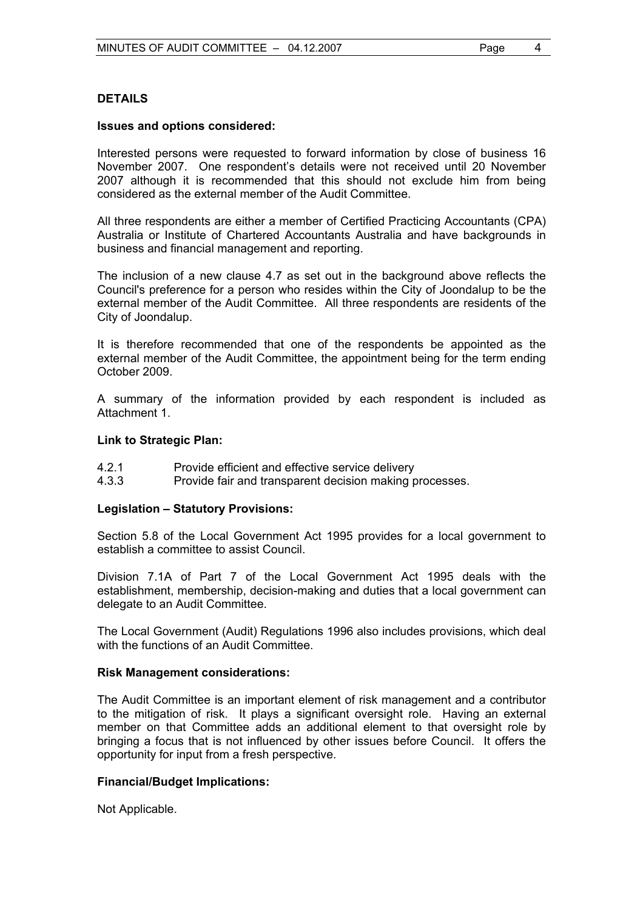**DETAILS**

**Issues and options considered:**

Interested persons were requested to forward information by close of business 16 November 2007. One respondent's details were not received until 20 November 2007 although it is recommended that this should not exclude him from being considered as the external member of the Audit Committee.

All three respondents are either a member of Certified Practicing Accountants (CPA) Australia or Institute of Chartered Accountants Australia and have backgrounds in business and financial management and reporting.

The inclusion of a new clause 4.7 as set out in the background above reflects the Council's preference for a person who resides within the City of Joondalup to be the external member of the Audit Committee. All three respondents are residents of the City of Joondalup.

It is therefore recommended that one of the respondents be appointed as the external member of the Audit Committee, the appointment being for the term ending October 2009.

A summary of the information provided by each respondent is included as Attachment 1.

**Link to Strategic Plan:**

4.2.1 Provide efficient and effective service delivery
4.3.3 Provide fair and transparent decision making processes.

**Legislation – Statutory Provisions:**

Section 5.8 of the Local Government Act 1995 provides for a local government to establish a committee to assist Council.

Division 7.1A of Part 7 of the Local Government Act 1995 deals with the establishment, membership, decision-making and duties that a local government can delegate to an Audit Committee.

The Local Government (Audit) Regulations 1996 also includes provisions, which deal with the functions of an Audit Committee.

**Risk Management considerations:**

The Audit Committee is an important element of risk management and a contributor to the mitigation of risk. It plays a significant oversight role. Having an external member on that Committee adds an additional element to that oversight role by bringing a focus that is not influenced by other issues before Council. It offers the opportunity for input from a fresh perspective.

**Financial/Budget Implications:**

Not Applicable.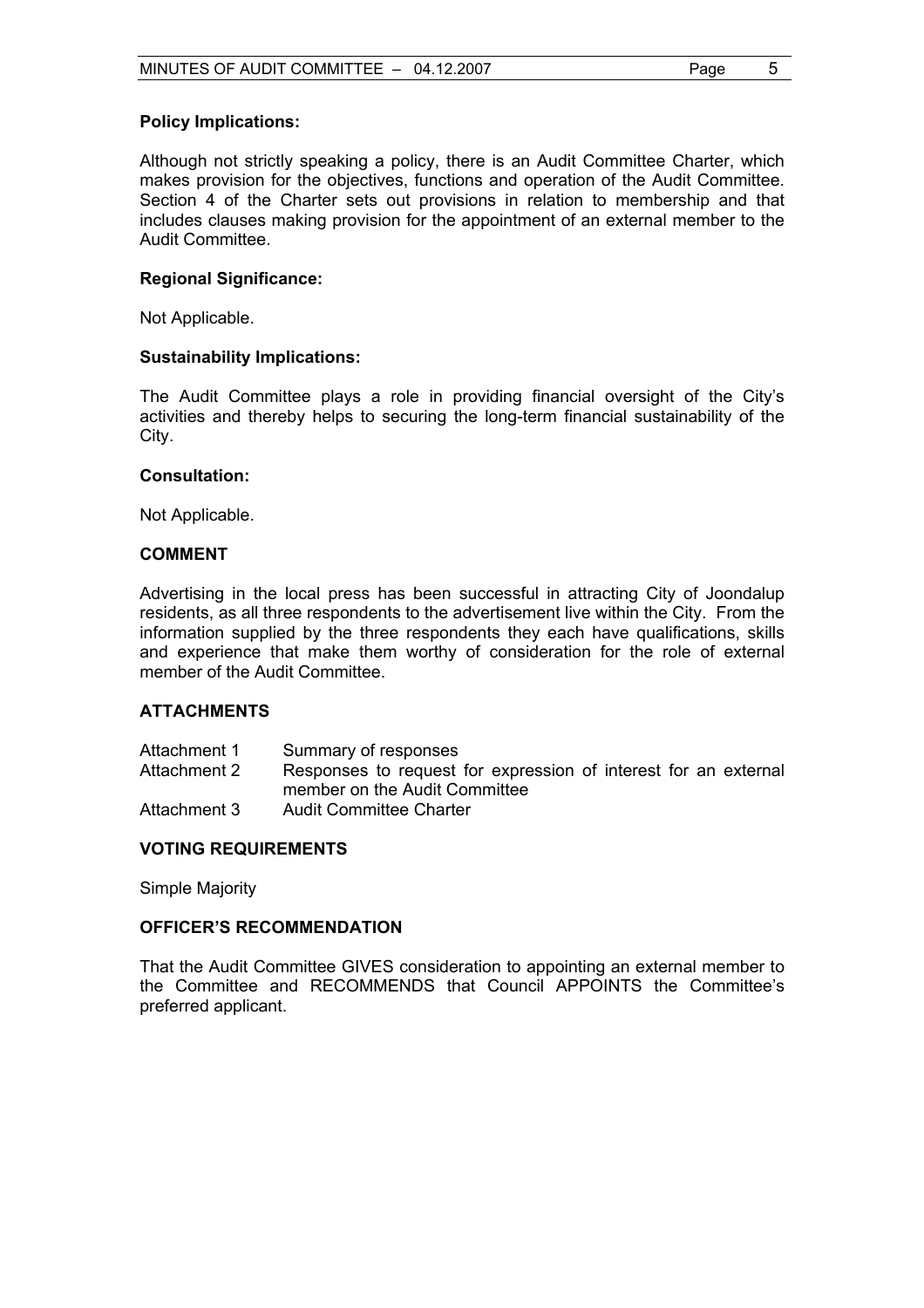**Policy Implications:**

Although not strictly speaking a policy, there is an Audit Committee Charter, which makes provision for the objectives, functions and operation of the Audit Committee. Section 4 of the Charter sets out provisions in relation to membership and that includes clauses making provision for the appointment of an external member to the Audit Committee.

**Regional Significance:**

Not Applicable.

**Sustainability Implications:**

The Audit Committee plays a role in providing financial oversight of the City's activities and thereby helps to securing the long-term financial sustainability of the City.

**Consultation:**

Not Applicable.

## COMMENT

Advertising in the local press has been successful in attracting City of Joondalup residents, as all three respondents to the advertisement live within the City. From the information supplied by the three respondents they each have qualifications, skills and experience that make them worthy of consideration for the role of external member of the Audit Committee.

## ATTACHMENTS

| | |
|---|---|
| Attachment 1 | Summary of responses |
| Attachment 2 | Responses to request for expression of interest for an external member on the Audit Committee |
| Attachment 3 | Audit Committee Charter |

## VOTING REQUIREMENTS

Simple Majority

## OFFICER'S RECOMMENDATION

That the Audit Committee GIVES consideration to appointing an external member to the Committee and RECOMMENDS that Council APPOINTS the Committee's preferred applicant.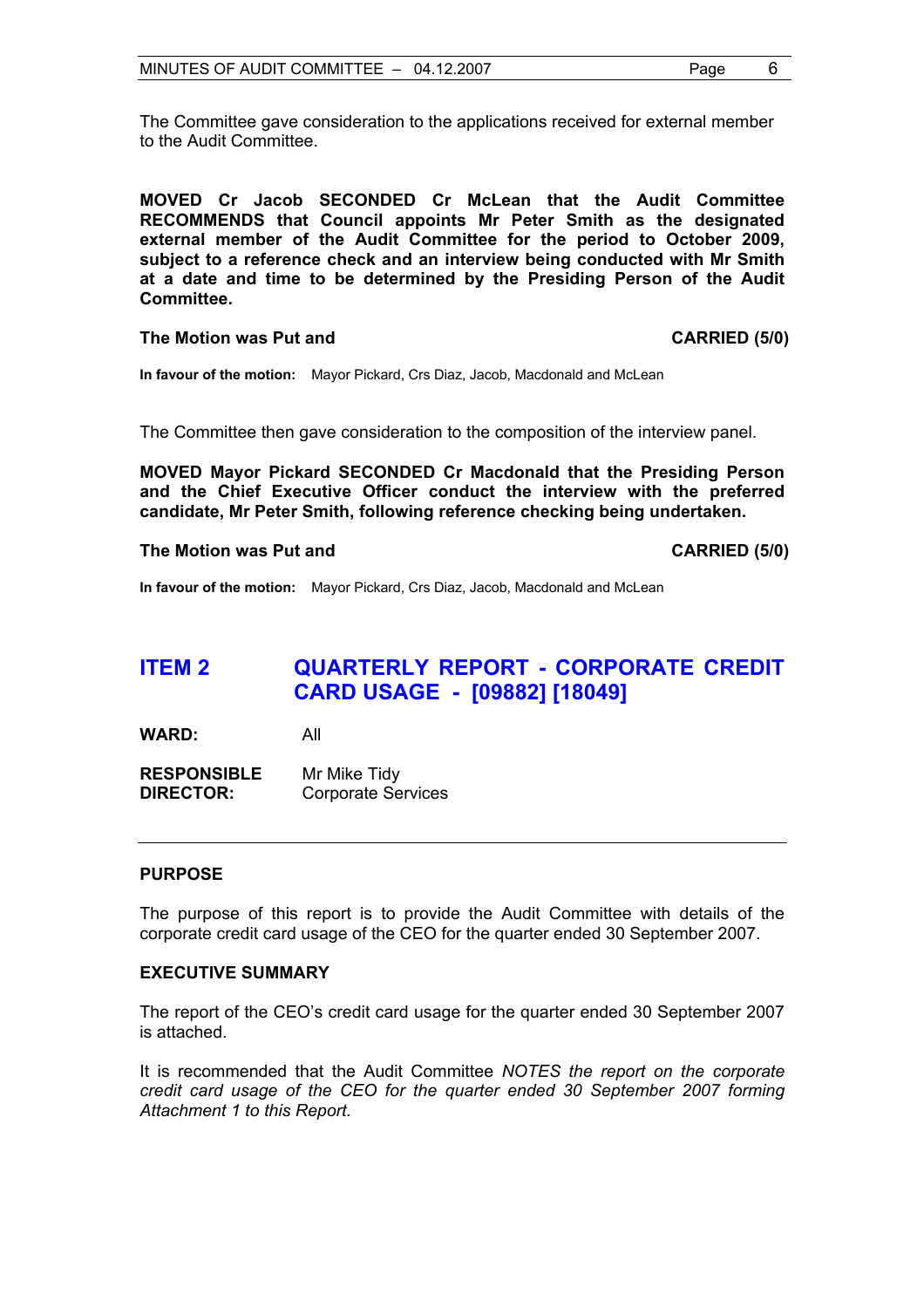The Committee gave consideration to the applications received for external member to the Audit Committee.

**MOVED Cr Jacob SECONDED Cr McLean that the Audit Committee RECOMMENDS that Council appoints Mr Peter Smith as the designated external member of the Audit Committee for the period to October 2009, subject to a reference check and an interview being conducted with Mr Smith at a date and time to be determined by the Presiding Person of the Audit Committee.**

**The Motion was Put and CARRIED (5/0)**

**In favour of the motion:** Mayor Pickard, Crs Diaz, Jacob, Macdonald and McLean

The Committee then gave consideration to the composition of the interview panel.

**MOVED Mayor Pickard SECONDED Cr Macdonald that the Presiding Person and the Chief Executive Officer conduct the interview with the preferred candidate, Mr Peter Smith, following reference checking being undertaken.**

**The Motion was Put and CARRIED (5/0)**

**In favour of the motion:** Mayor Pickard, Crs Diaz, Jacob, Macdonald and McLean

## ITEM 2 QUARTERLY REPORT - CORPORATE CREDIT CARD USAGE - [09882] [18049]

**WARD:** All

**RESPONSIBLE DIRECTOR:** Mr Mike Tidy, Corporate Services

---

### PURPOSE

The purpose of this report is to provide the Audit Committee with details of the corporate credit card usage of the CEO for the quarter ended 30 September 2007.

### EXECUTIVE SUMMARY

The report of the CEO's credit card usage for the quarter ended 30 September 2007 is attached.

It is recommended that the Audit Committee *NOTES the report on the corporate credit card usage of the CEO for the quarter ended 30 September 2007 forming Attachment 1 to this Report.*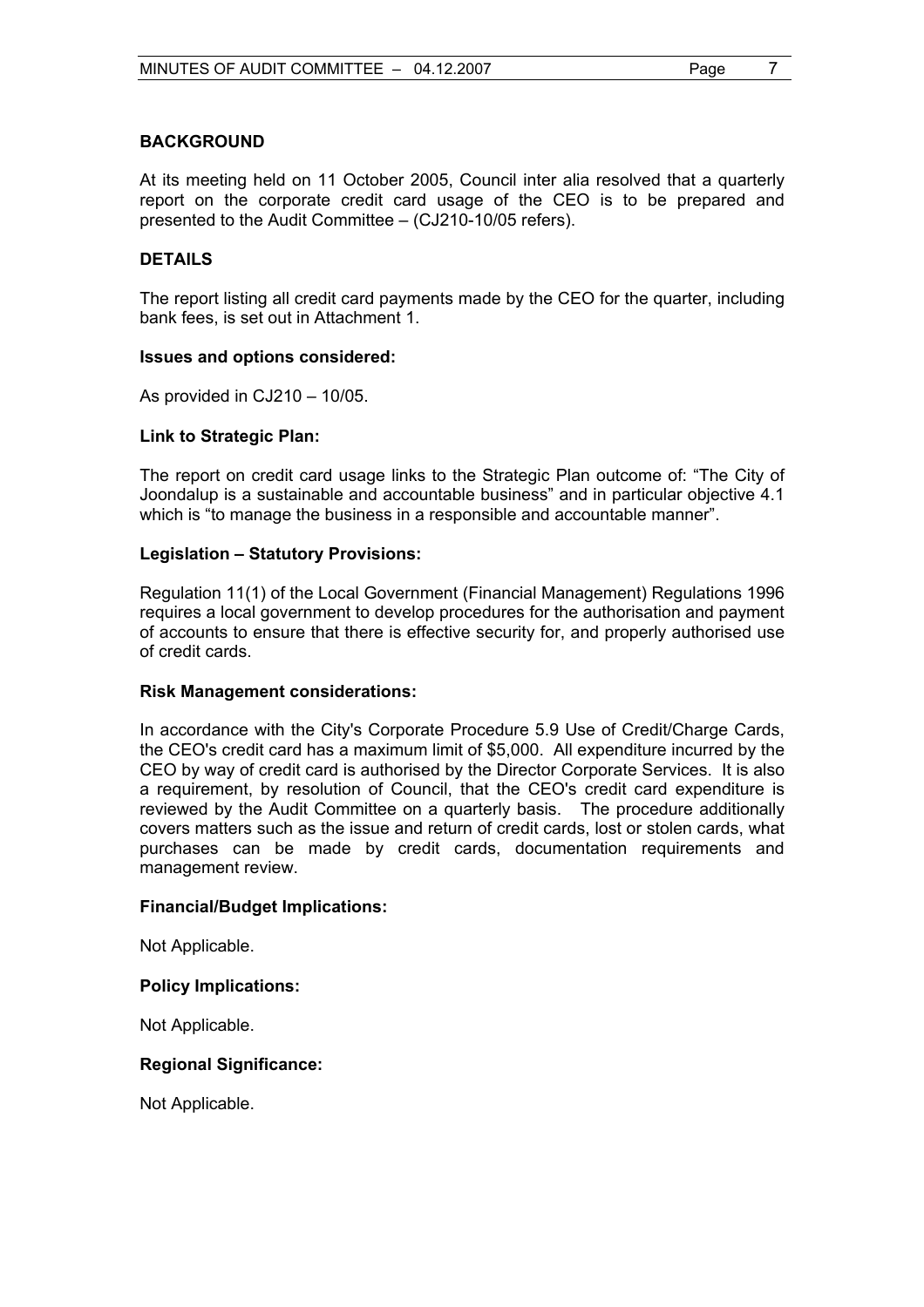## BACKGROUND

At its meeting held on 11 October 2005, Council inter alia resolved that a quarterly report on the corporate credit card usage of the CEO is to be prepared and presented to the Audit Committee – (CJ210-10/05 refers).

## DETAILS

The report listing all credit card payments made by the CEO for the quarter, including bank fees, is set out in Attachment 1.

### Issues and options considered:

As provided in CJ210 – 10/05.

### Link to Strategic Plan:

The report on credit card usage links to the Strategic Plan outcome of: "The City of Joondalup is a sustainable and accountable business" and in particular objective 4.1 which is "to manage the business in a responsible and accountable manner".

### Legislation – Statutory Provisions:

Regulation 11(1) of the Local Government (Financial Management) Regulations 1996 requires a local government to develop procedures for the authorisation and payment of accounts to ensure that there is effective security for, and properly authorised use of credit cards.

### Risk Management considerations:

In accordance with the City's Corporate Procedure 5.9 Use of Credit/Charge Cards, the CEO's credit card has a maximum limit of $5,000. All expenditure incurred by the CEO by way of credit card is authorised by the Director Corporate Services. It is also a requirement, by resolution of Council, that the CEO's credit card expenditure is reviewed by the Audit Committee on a quarterly basis. The procedure additionally covers matters such as the issue and return of credit cards, lost or stolen cards, what purchases can be made by credit cards, documentation requirements and management review.

### Financial/Budget Implications:

Not Applicable.

### Policy Implications:

Not Applicable.

### Regional Significance:

Not Applicable.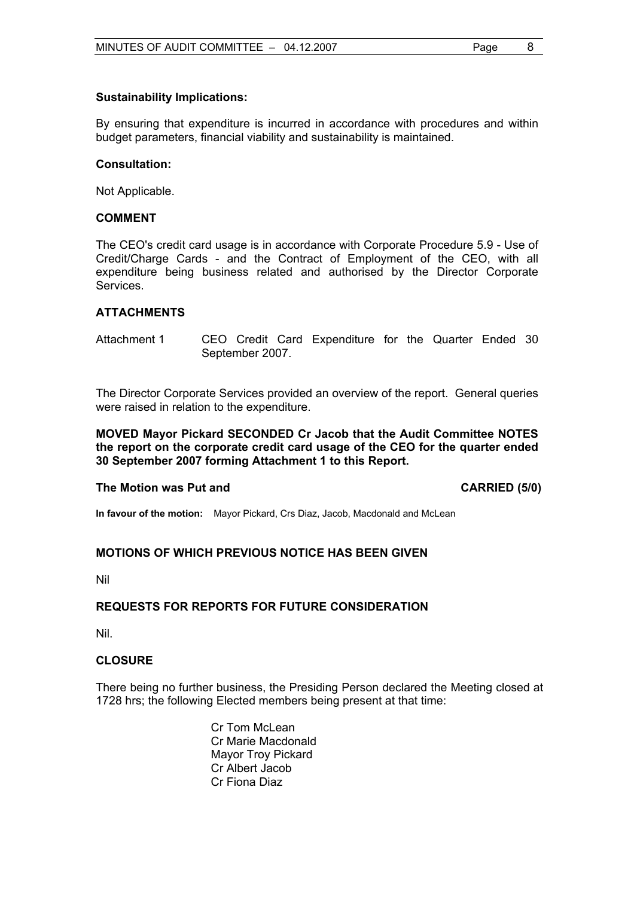**Sustainability Implications:**

By ensuring that expenditure is incurred in accordance with procedures and within budget parameters, financial viability and sustainability is maintained.

**Consultation:**

Not Applicable.

**COMMENT**

The CEO's credit card usage is in accordance with Corporate Procedure 5.9 - Use of Credit/Charge Cards - and the Contract of Employment of the CEO, with all expenditure being business related and authorised by the Director Corporate Services.

**ATTACHMENTS**

Attachment 1 CEO Credit Card Expenditure for the Quarter Ended 30 September 2007.

The Director Corporate Services provided an overview of the report. General queries were raised in relation to the expenditure.

**MOVED Mayor Pickard SECONDED Cr Jacob that the Audit Committee NOTES the report on the corporate credit card usage of the CEO for the quarter ended 30 September 2007 forming Attachment 1 to this Report.**

**The Motion was Put and CARRIED (5/0)**

**In favour of the motion:** Mayor Pickard, Crs Diaz, Jacob, Macdonald and McLean

**MOTIONS OF WHICH PREVIOUS NOTICE HAS BEEN GIVEN**

Nil

**REQUESTS FOR REPORTS FOR FUTURE CONSIDERATION**

Nil.

**CLOSURE**

There being no further business, the Presiding Person declared the Meeting closed at 1728 hrs; the following Elected members being present at that time:

Cr Tom McLean
Cr Marie Macdonald
Mayor Troy Pickard
Cr Albert Jacob
Cr Fiona Diaz